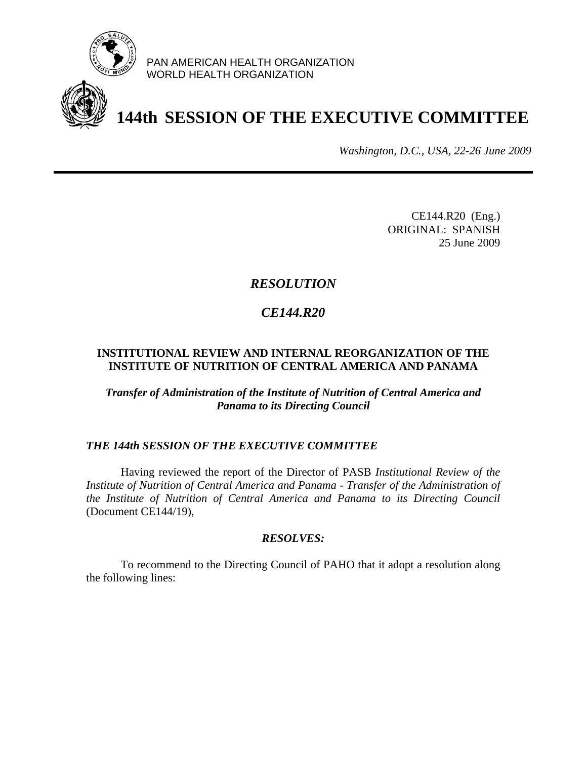PAN AMERICAN HEALTH ORGANIZATION
WORLD HEALTH ORGANIZATION

# 144th SESSION OF THE EXECUTIVE COMMITTEE

*Washington, D.C., USA, 22-26 June 2009*

---

CE144.R20 (Eng.)
ORIGINAL: SPANISH
25 June 2009

## *RESOLUTION*

## *CE144.R20*

### INSTITUTIONAL REVIEW AND INTERNAL REORGANIZATION OF THE INSTITUTE OF NUTRITION OF CENTRAL AMERICA AND PANAMA

***Transfer of Administration of the Institute of Nutrition of Central America and Panama to its Directing Council***

***THE 144th SESSION OF THE EXECUTIVE COMMITTEE***

Having reviewed the report of the Director of PASB *Institutional Review of the Institute of Nutrition of Central America and Panama - Transfer of the Administration of the Institute of Nutrition of Central America and Panama to its Directing Council* (Document CE144/19),

***RESOLVES:***

To recommend to the Directing Council of PAHO that it adopt a resolution along the following lines: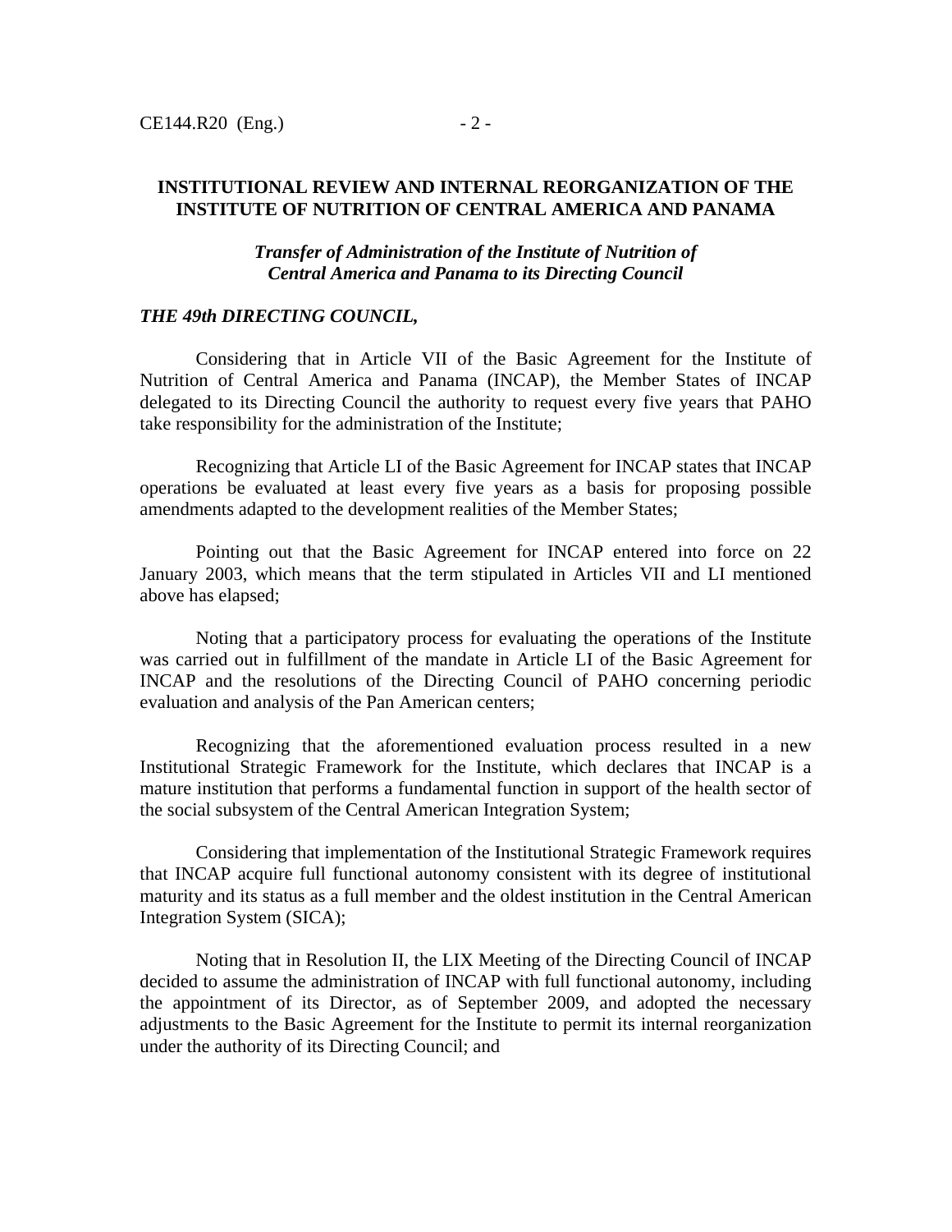## INSTITUTIONAL REVIEW AND INTERNAL REORGANIZATION OF THE INSTITUTE OF NUTRITION OF CENTRAL AMERICA AND PANAMA

### *Transfer of Administration of the Institute of Nutrition of Central America and Panama to its Directing Council*

***THE 49th DIRECTING COUNCIL,***

Considering that in Article VII of the Basic Agreement for the Institute of Nutrition of Central America and Panama (INCAP), the Member States of INCAP delegated to its Directing Council the authority to request every five years that PAHO take responsibility for the administration of the Institute;

Recognizing that Article LI of the Basic Agreement for INCAP states that INCAP operations be evaluated at least every five years as a basis for proposing possible amendments adapted to the development realities of the Member States;

Pointing out that the Basic Agreement for INCAP entered into force on 22 January 2003, which means that the term stipulated in Articles VII and LI mentioned above has elapsed;

Noting that a participatory process for evaluating the operations of the Institute was carried out in fulfillment of the mandate in Article LI of the Basic Agreement for INCAP and the resolutions of the Directing Council of PAHO concerning periodic evaluation and analysis of the Pan American centers;

Recognizing that the aforementioned evaluation process resulted in a new Institutional Strategic Framework for the Institute, which declares that INCAP is a mature institution that performs a fundamental function in support of the health sector of the social subsystem of the Central American Integration System;

Considering that implementation of the Institutional Strategic Framework requires that INCAP acquire full functional autonomy consistent with its degree of institutional maturity and its status as a full member and the oldest institution in the Central American Integration System (SICA);

Noting that in Resolution II, the LIX Meeting of the Directing Council of INCAP decided to assume the administration of INCAP with full functional autonomy, including the appointment of its Director, as of September 2009, and adopted the necessary adjustments to the Basic Agreement for the Institute to permit its internal reorganization under the authority of its Directing Council; and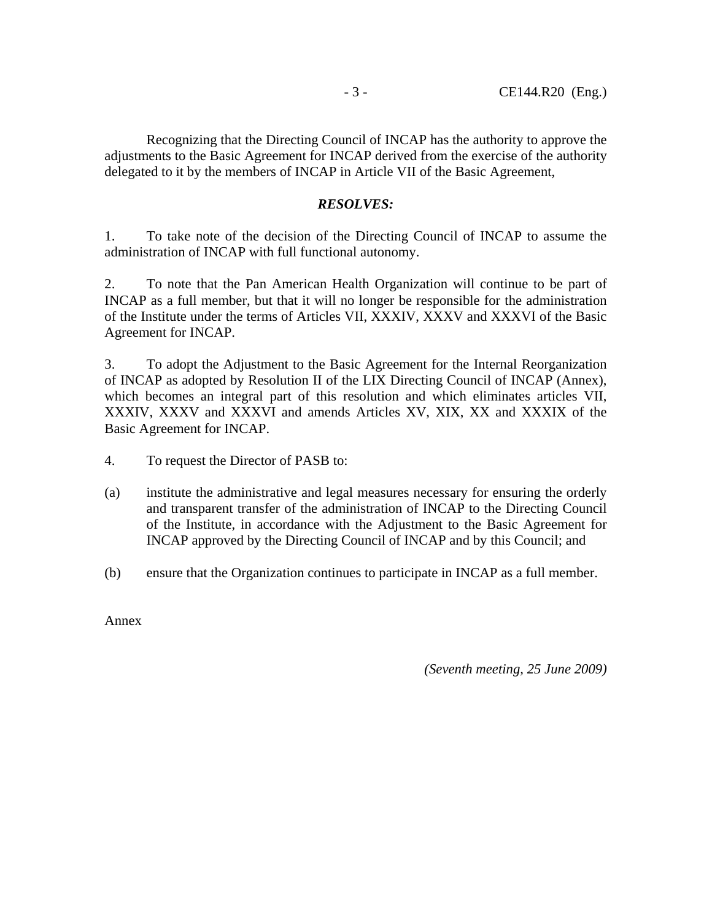Recognizing that the Directing Council of INCAP has the authority to approve the adjustments to the Basic Agreement for INCAP derived from the exercise of the authority delegated to it by the members of INCAP in Article VII of the Basic Agreement,

***RESOLVES:***

1. To take note of the decision of the Directing Council of INCAP to assume the administration of INCAP with full functional autonomy.

2. To note that the Pan American Health Organization will continue to be part of INCAP as a full member, but that it will no longer be responsible for the administration of the Institute under the terms of Articles VII, XXXIV, XXXV and XXXVI of the Basic Agreement for INCAP.

3. To adopt the Adjustment to the Basic Agreement for the Internal Reorganization of INCAP as adopted by Resolution II of the LIX Directing Council of INCAP (Annex), which becomes an integral part of this resolution and which eliminates articles VII, XXXIV, XXXV and XXXVI and amends Articles XV, XIX, XX and XXXIX of the Basic Agreement for INCAP.

4. To request the Director of PASB to:

(a) institute the administrative and legal measures necessary for ensuring the orderly and transparent transfer of the administration of INCAP to the Directing Council of the Institute, in accordance with the Adjustment to the Basic Agreement for INCAP approved by the Directing Council of INCAP and by this Council; and

(b) ensure that the Organization continues to participate in INCAP as a full member.

Annex

*(Seventh meeting, 25 June 2009)*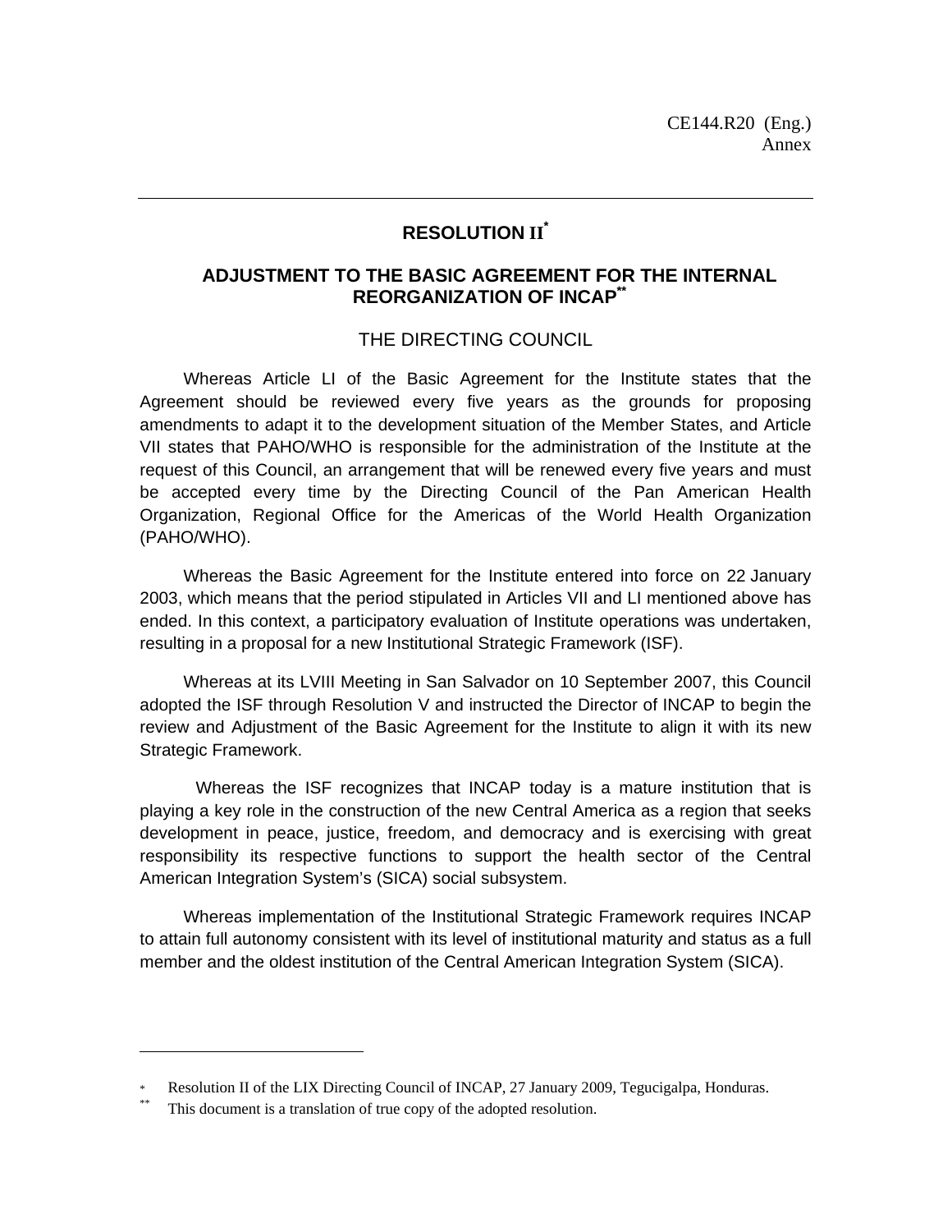CE144.R20 (Eng.)
Annex

---

## RESOLUTION II[*]

## ADJUSTMENT TO THE BASIC AGREEMENT FOR THE INTERNAL REORGANIZATION OF INCAP[**]

### THE DIRECTING COUNCIL

Whereas Article LI of the Basic Agreement for the Institute states that the Agreement should be reviewed every five years as the grounds for proposing amendments to adapt it to the development situation of the Member States, and Article VII states that PAHO/WHO is responsible for the administration of the Institute at the request of this Council, an arrangement that will be renewed every five years and must be accepted every time by the Directing Council of the Pan American Health Organization, Regional Office for the Americas of the World Health Organization (PAHO/WHO).

Whereas the Basic Agreement for the Institute entered into force on 22 January 2003, which means that the period stipulated in Articles VII and LI mentioned above has ended. In this context, a participatory evaluation of Institute operations was undertaken, resulting in a proposal for a new Institutional Strategic Framework (ISF).

Whereas at its LVIII Meeting in San Salvador on 10 September 2007, this Council adopted the ISF through Resolution V and instructed the Director of INCAP to begin the review and Adjustment of the Basic Agreement for the Institute to align it with its new Strategic Framework.

Whereas the ISF recognizes that INCAP today is a mature institution that is playing a key role in the construction of the new Central America as a region that seeks development in peace, justice, freedom, and democracy and is exercising with great responsibility its respective functions to support the health sector of the Central American Integration System's (SICA) social subsystem.

Whereas implementation of the Institutional Strategic Framework requires INCAP to attain full autonomy consistent with its level of institutional maturity and status as a full member and the oldest institution of the Central American Integration System (SICA).

---

[*] Resolution II of the LIX Directing Council of INCAP, 27 January 2009, Tegucigalpa, Honduras.

[**] This document is a translation of true copy of the adopted resolution.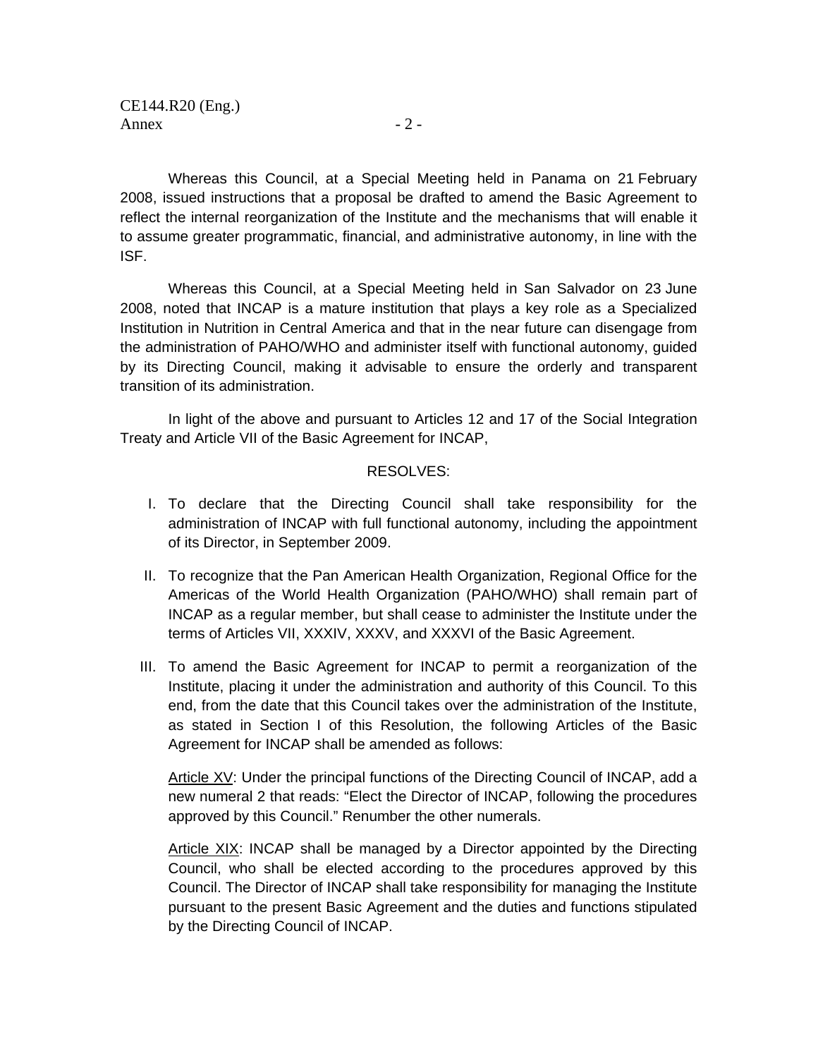Whereas this Council, at a Special Meeting held in Panama on 21 February 2008, issued instructions that a proposal be drafted to amend the Basic Agreement to reflect the internal reorganization of the Institute and the mechanisms that will enable it to assume greater programmatic, financial, and administrative autonomy, in line with the ISF.

Whereas this Council, at a Special Meeting held in San Salvador on 23 June 2008, noted that INCAP is a mature institution that plays a key role as a Specialized Institution in Nutrition in Central America and that in the near future can disengage from the administration of PAHO/WHO and administer itself with functional autonomy, guided by its Directing Council, making it advisable to ensure the orderly and transparent transition of its administration.

In light of the above and pursuant to Articles 12 and 17 of the Social Integration Treaty and Article VII of the Basic Agreement for INCAP,

RESOLVES:

I. To declare that the Directing Council shall take responsibility for the administration of INCAP with full functional autonomy, including the appointment of its Director, in September 2009.

II. To recognize that the Pan American Health Organization, Regional Office for the Americas of the World Health Organization (PAHO/WHO) shall remain part of INCAP as a regular member, but shall cease to administer the Institute under the terms of Articles VII, XXXIV, XXXV, and XXXVI of the Basic Agreement.

III. To amend the Basic Agreement for INCAP to permit a reorganization of the Institute, placing it under the administration and authority of this Council. To this end, from the date that this Council takes over the administration of the Institute, as stated in Section I of this Resolution, the following Articles of the Basic Agreement for INCAP shall be amended as follows:

Article XV: Under the principal functions of the Directing Council of INCAP, add a new numeral 2 that reads: "Elect the Director of INCAP, following the procedures approved by this Council." Renumber the other numerals.

Article XIX: INCAP shall be managed by a Director appointed by the Directing Council, who shall be elected according to the procedures approved by this Council. The Director of INCAP shall take responsibility for managing the Institute pursuant to the present Basic Agreement and the duties and functions stipulated by the Directing Council of INCAP.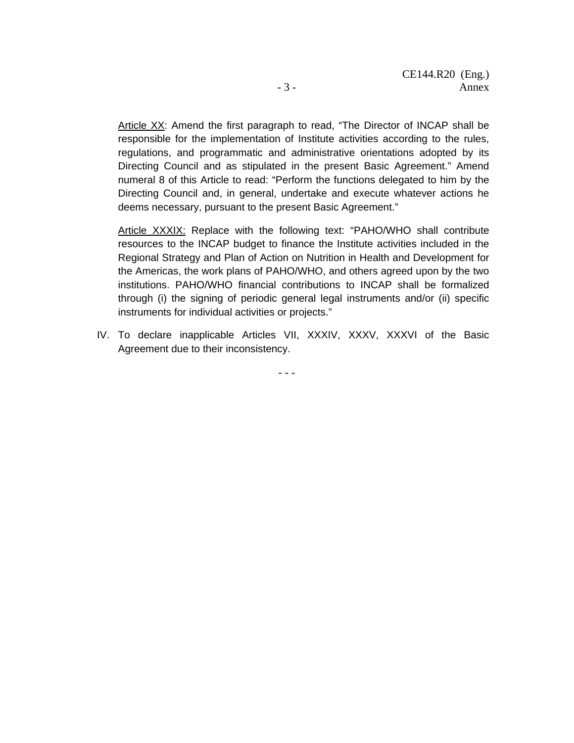<u>Article XX</u>: Amend the first paragraph to read, “The Director of INCAP shall be responsible for the implementation of Institute activities according to the rules, regulations, and programmatic and administrative orientations adopted by its Directing Council and as stipulated in the present Basic Agreement.” Amend numeral 8 of this Article to read: “Perform the functions delegated to him by the Directing Council and, in general, undertake and execute whatever actions he deems necessary, pursuant to the present Basic Agreement.”

<u>Article XXXIX:</u> Replace with the following text: “PAHO/WHO shall contribute resources to the INCAP budget to finance the Institute activities included in the Regional Strategy and Plan of Action on Nutrition in Health and Development for the Americas, the work plans of PAHO/WHO, and others agreed upon by the two institutions. PAHO/WHO financial contributions to INCAP shall be formalized through (i) the signing of periodic general legal instruments and/or (ii) specific instruments for individual activities or projects.”

IV. To declare inapplicable Articles VII, XXXIV, XXXV, XXXVI of the Basic Agreement due to their inconsistency.

- - -